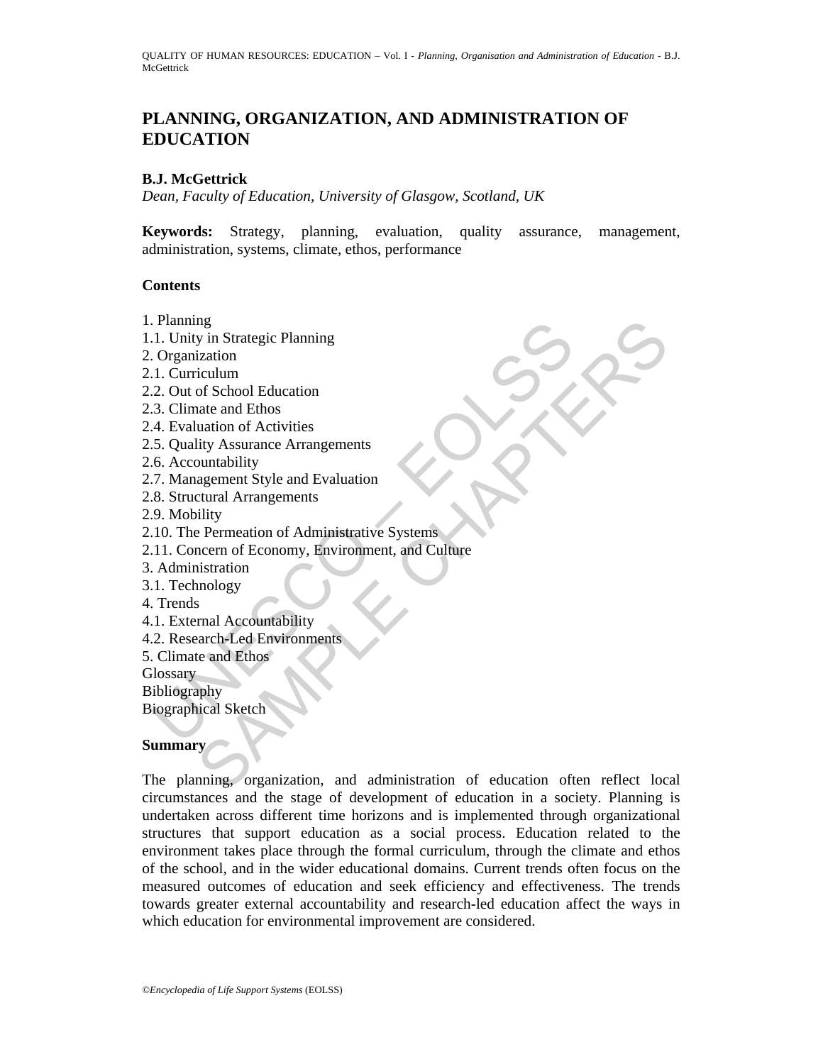# PLANNING, ORGANIZATION, AND ADMINISTRATION OF EDUCATION

**B.J. McGettrick**

*Dean, Faculty of Education, University of Glasgow, Scotland, UK*

**Keywords:** Strategy, planning, evaluation, quality assurance, management, administration, systems, climate, ethos, performance

**Contents**

1. Planning
1.1. Unity in Strategic Planning
2. Organization
2.1. Curriculum
2.2. Out of School Education
2.3. Climate and Ethos
2.4. Evaluation of Activities
2.5. Quality Assurance Arrangements
2.6. Accountability
2.7. Management Style and Evaluation
2.8. Structural Arrangements
2.9. Mobility
2.10. The Permeation of Administrative Systems
2.11. Concern of Economy, Environment, and Culture
3. Administration
3.1. Technology
4. Trends
4.1. External Accountability
4.2. Research-Led Environments
5. Climate and Ethos
Glossary
Bibliography
Biographical Sketch

**Summary**

The planning, organization, and administration of education often reflect local circumstances and the stage of development of education in a society. Planning is undertaken across different time horizons and is implemented through organizational structures that support education as a social process. Education related to the environment takes place through the formal curriculum, through the climate and ethos of the school, and in the wider educational domains. Current trends often focus on the measured outcomes of education and seek efficiency and effectiveness. The trends towards greater external accountability and research-led education affect the ways in which education for environmental improvement are considered.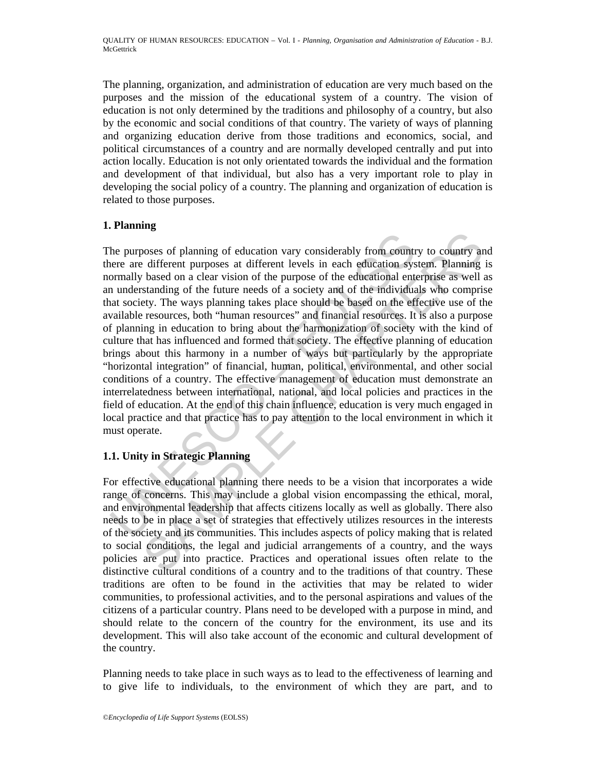The planning, organization, and administration of education are very much based on the purposes and the mission of the educational system of a country. The vision of education is not only determined by the traditions and philosophy of a country, but also by the economic and social conditions of that country. The variety of ways of planning and organizing education derive from those traditions and economics, social, and political circumstances of a country and are normally developed centrally and put into action locally. Education is not only orientated towards the individual and the formation and development of that individual, but also has a very important role to play in developing the social policy of a country. The planning and organization of education is related to those purposes.

## 1. Planning

The purposes of planning of education vary considerably from country to country and there are different purposes at different levels in each education system. Planning is normally based on a clear vision of the purpose of the educational enterprise as well as an understanding of the future needs of a society and of the individuals who comprise that society. The ways planning takes place should be based on the effective use of the available resources, both "human resources" and financial resources. It is also a purpose of planning in education to bring about the harmonization of society with the kind of culture that has influenced and formed that society. The effective planning of education brings about this harmony in a number of ways but particularly by the appropriate "horizontal integration" of financial, human, political, environmental, and other social conditions of a country. The effective management of education must demonstrate an interrelatedness between international, national, and local policies and practices in the field of education. At the end of this chain influence, education is very much engaged in local practice and that practice has to pay attention to the local environment in which it must operate.

### 1.1. Unity in Strategic Planning

For effective educational planning there needs to be a vision that incorporates a wide range of concerns. This may include a global vision encompassing the ethical, moral, and environmental leadership that affects citizens locally as well as globally. There also needs to be in place a set of strategies that effectively utilizes resources in the interests of the society and its communities. This includes aspects of policy making that is related to social conditions, the legal and judicial arrangements of a country, and the ways policies are put into practice. Practices and operational issues often relate to the distinctive cultural conditions of a country and to the traditions of that country. These traditions are often to be found in the activities that may be related to wider communities, to professional activities, and to the personal aspirations and values of the citizens of a particular country. Plans need to be developed with a purpose in mind, and should relate to the concern of the country for the environment, its use and its development. This will also take account of the economic and cultural development of the country.

Planning needs to take place in such ways as to lead to the effectiveness of learning and to give life to individuals, to the environment of which they are part, and to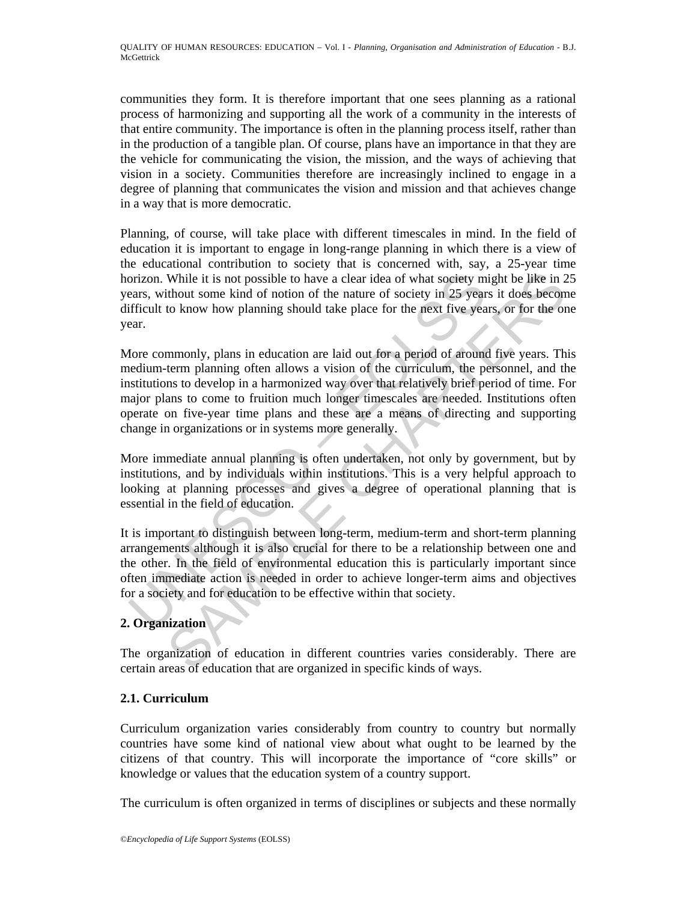communities they form. It is therefore important that one sees planning as a rational process of harmonizing and supporting all the work of a community in the interests of that entire community. The importance is often in the planning process itself, rather than in the production of a tangible plan. Of course, plans have an importance in that they are the vehicle for communicating the vision, the mission, and the ways of achieving that vision in a society. Communities therefore are increasingly inclined to engage in a degree of planning that communicates the vision and mission and that achieves change in a way that is more democratic.

Planning, of course, will take place with different timescales in mind. In the field of education it is important to engage in long-range planning in which there is a view of the educational contribution to society that is concerned with, say, a 25-year time horizon. While it is not possible to have a clear idea of what society might be like in 25 years, without some kind of notion of the nature of society in 25 years it does become difficult to know how planning should take place for the next five years, or for the one year.

More commonly, plans in education are laid out for a period of around five years. This medium-term planning often allows a vision of the curriculum, the personnel, and the institutions to develop in a harmonized way over that relatively brief period of time. For major plans to come to fruition much longer timescales are needed. Institutions often operate on five-year time plans and these are a means of directing and supporting change in organizations or in systems more generally.

More immediate annual planning is often undertaken, not only by government, but by institutions, and by individuals within institutions. This is a very helpful approach to looking at planning processes and gives a degree of operational planning that is essential in the field of education.

It is important to distinguish between long-term, medium-term and short-term planning arrangements although it is also crucial for there to be a relationship between one and the other. In the field of environmental education this is particularly important since often immediate action is needed in order to achieve longer-term aims and objectives for a society and for education to be effective within that society.

## 2. Organization

The organization of education in different countries varies considerably. There are certain areas of education that are organized in specific kinds of ways.

### 2.1. Curriculum

Curriculum organization varies considerably from country to country but normally countries have some kind of national view about what ought to be learned by the citizens of that country. This will incorporate the importance of "core skills" or knowledge or values that the education system of a country support.

The curriculum is often organized in terms of disciplines or subjects and these normally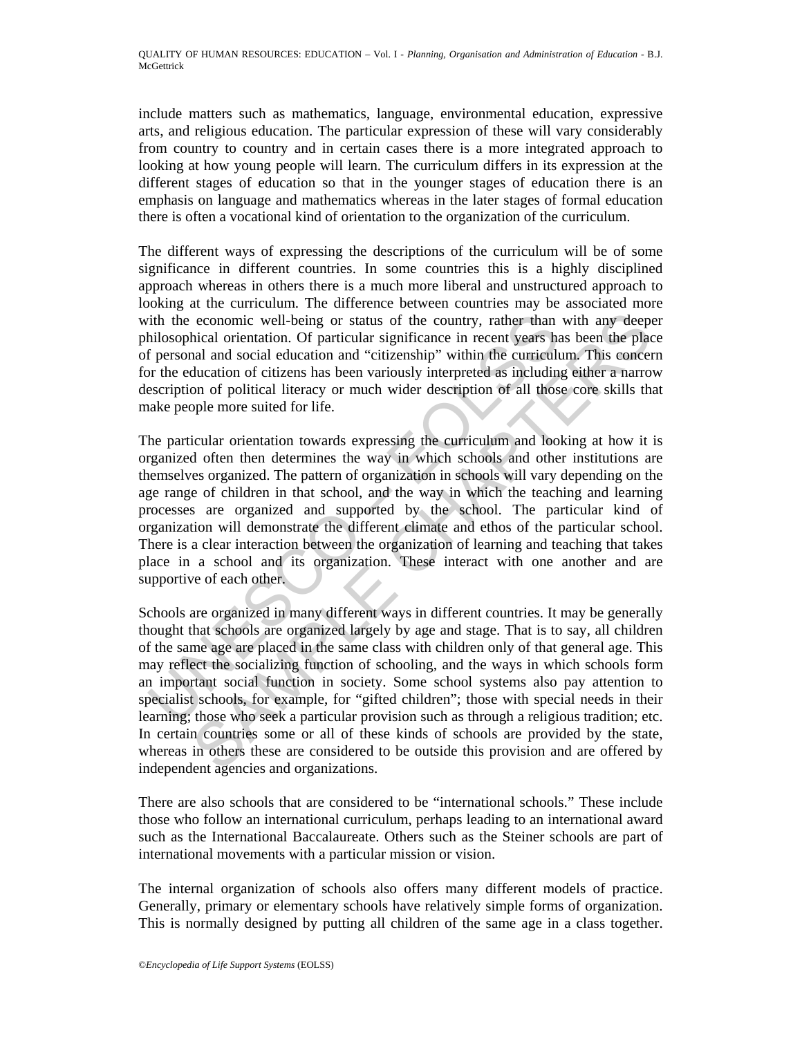include matters such as mathematics, language, environmental education, expressive arts, and religious education. The particular expression of these will vary considerably from country to country and in certain cases there is a more integrated approach to looking at how young people will learn. The curriculum differs in its expression at the different stages of education so that in the younger stages of education there is an emphasis on language and mathematics whereas in the later stages of formal education there is often a vocational kind of orientation to the organization of the curriculum.

The different ways of expressing the descriptions of the curriculum will be of some significance in different countries. In some countries this is a highly disciplined approach whereas in others there is a much more liberal and unstructured approach to looking at the curriculum. The difference between countries may be associated more with the economic well-being or status of the country, rather than with any deeper philosophical orientation. Of particular significance in recent years has been the place of personal and social education and "citizenship" within the curriculum. This concern for the education of citizens has been variously interpreted as including either a narrow description of political literacy or much wider description of all those core skills that make people more suited for life.

The particular orientation towards expressing the curriculum and looking at how it is organized often then determines the way in which schools and other institutions are themselves organized. The pattern of organization in schools will vary depending on the age range of children in that school, and the way in which the teaching and learning processes are organized and supported by the school. The particular kind of organization will demonstrate the different climate and ethos of the particular school. There is a clear interaction between the organization of learning and teaching that takes place in a school and its organization. These interact with one another and are supportive of each other.

Schools are organized in many different ways in different countries. It may be generally thought that schools are organized largely by age and stage. That is to say, all children of the same age are placed in the same class with children only of that general age. This may reflect the socializing function of schooling, and the ways in which schools form an important social function in society. Some school systems also pay attention to specialist schools, for example, for "gifted children"; those with special needs in their learning; those who seek a particular provision such as through a religious tradition; etc. In certain countries some or all of these kinds of schools are provided by the state, whereas in others these are considered to be outside this provision and are offered by independent agencies and organizations.

There are also schools that are considered to be "international schools." These include those who follow an international curriculum, perhaps leading to an international award such as the International Baccalaureate. Others such as the Steiner schools are part of international movements with a particular mission or vision.

The internal organization of schools also offers many different models of practice. Generally, primary or elementary schools have relatively simple forms of organization. This is normally designed by putting all children of the same age in a class together.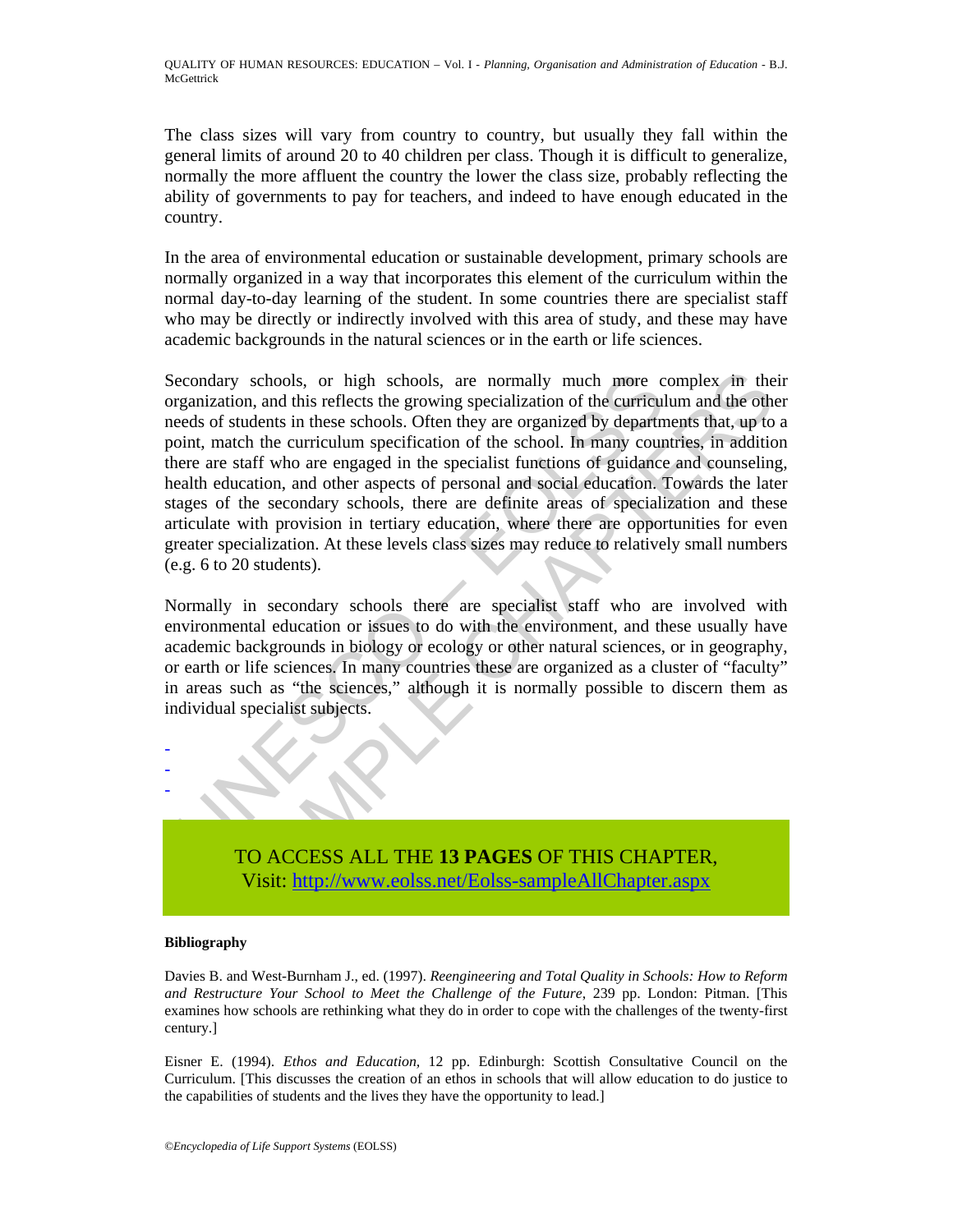The class sizes will vary from country to country, but usually they fall within the general limits of around 20 to 40 children per class. Though it is difficult to generalize, normally the more affluent the country the lower the class size, probably reflecting the ability of governments to pay for teachers, and indeed to have enough educated in the country.

In the area of environmental education or sustainable development, primary schools are normally organized in a way that incorporates this element of the curriculum within the normal day-to-day learning of the student. In some countries there are specialist staff who may be directly or indirectly involved with this area of study, and these may have academic backgrounds in the natural sciences or in the earth or life sciences.

Secondary schools, or high schools, are normally much more complex in their organization, and this reflects the growing specialization of the curriculum and the other needs of students in these schools. Often they are organized by departments that, up to a point, match the curriculum specification of the school. In many countries, in addition there are staff who are engaged in the specialist functions of guidance and counseling, health education, and other aspects of personal and social education. Towards the later stages of the secondary schools, there are definite areas of specialization and these articulate with provision in tertiary education, where there are opportunities for even greater specialization. At these levels class sizes may reduce to relatively small numbers (e.g. 6 to 20 students).

Normally in secondary schools there are specialist staff who are involved with environmental education or issues to do with the environment, and these usually have academic backgrounds in biology or ecology or other natural sciences, or in geography, or earth or life sciences. In many countries these are organized as a cluster of "faculty" in areas such as "the sciences," although it is normally possible to discern them as individual specialist subjects.

-
-
-

TO ACCESS ALL THE **13 PAGES** OF THIS CHAPTER,
Visit: http://www.eolss.net/Eolss-sampleAllChapter.aspx

**Bibliography**

Davies B. and West-Burnham J., ed. (1997). *Reengineering and Total Quality in Schools: How to Reform and Restructure Your School to Meet the Challenge of the Future*, 239 pp. London: Pitman. [This examines how schools are rethinking what they do in order to cope with the challenges of the twenty-first century.]

Eisner E. (1994). *Ethos and Education,* 12 pp. Edinburgh: Scottish Consultative Council on the Curriculum. [This discusses the creation of an ethos in schools that will allow education to do justice to the capabilities of students and the lives they have the opportunity to lead.]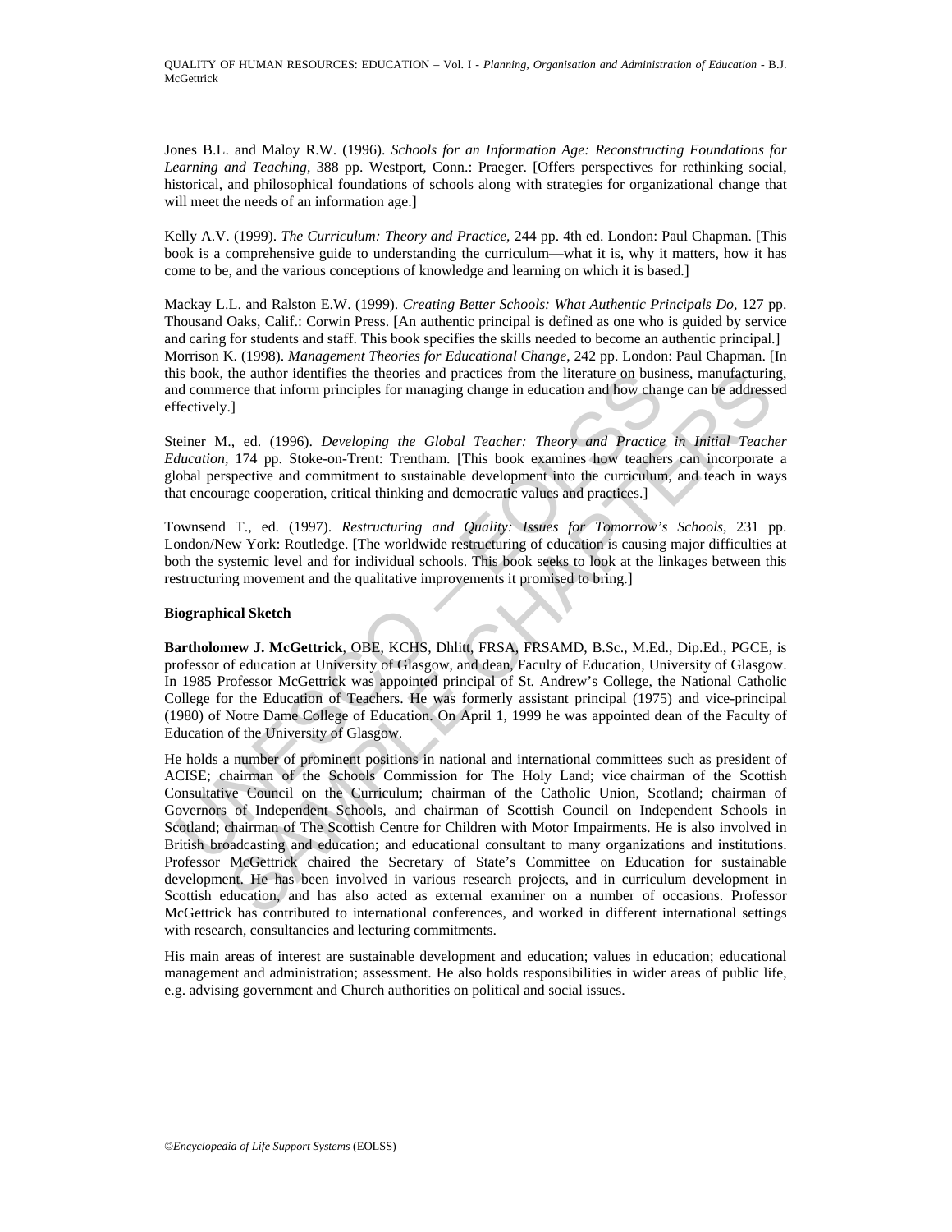Jones B.L. and Maloy R.W. (1996). *Schools for an Information Age: Reconstructing Foundations for Learning and Teaching*, 388 pp. Westport, Conn.: Praeger. [Offers perspectives for rethinking social, historical, and philosophical foundations of schools along with strategies for organizational change that will meet the needs of an information age.]

Kelly A.V. (1999). *The Curriculum: Theory and Practice,* 244 pp. 4th ed. London: Paul Chapman. [This book is a comprehensive guide to understanding the curriculum—what it is, why it matters, how it has come to be, and the various conceptions of knowledge and learning on which it is based.]

Mackay L.L. and Ralston E.W. (1999). *Creating Better Schools: What Authentic Principals Do*, 127 pp. Thousand Oaks, Calif.: Corwin Press. [An authentic principal is defined as one who is guided by service and caring for students and staff. This book specifies the skills needed to become an authentic principal.]

Morrison K. (1998). *Management Theories for Educational Change*, 242 pp. London: Paul Chapman. [In this book, the author identifies the theories and practices from the literature on business, manufacturing, and commerce that inform principles for managing change in education and how change can be addressed effectively.]

Steiner M., ed. (1996). *Developing the Global Teacher: Theory and Practice in Initial Teacher Education,* 174 pp. Stoke-on-Trent: Trentham. [This book examines how teachers can incorporate a global perspective and commitment to sustainable development into the curriculum, and teach in ways that encourage cooperation, critical thinking and democratic values and practices.]

Townsend T., ed. (1997). *Restructuring and Quality: Issues for Tomorrow's Schools*, 231 pp. London/New York: Routledge. [The worldwide restructuring of education is causing major difficulties at both the systemic level and for individual schools. This book seeks to look at the linkages between this restructuring movement and the qualitative improvements it promised to bring.]

**Biographical Sketch**

**Bartholomew J. McGettrick**, OBE, KCHS, Dhlitt, FRSA, FRSAMD, B.Sc., M.Ed., Dip.Ed., PGCE, is professor of education at University of Glasgow, and dean, Faculty of Education, University of Glasgow. In 1985 Professor McGettrick was appointed principal of St. Andrew's College, the National Catholic College for the Education of Teachers. He was formerly assistant principal (1975) and vice-principal (1980) of Notre Dame College of Education. On April 1, 1999 he was appointed dean of the Faculty of Education of the University of Glasgow.

He holds a number of prominent positions in national and international committees such as president of ACISE; chairman of the Schools Commission for The Holy Land; vice chairman of the Scottish Consultative Council on the Curriculum; chairman of the Catholic Union, Scotland; chairman of Governors of Independent Schools, and chairman of Scottish Council on Independent Schools in Scotland; chairman of The Scottish Centre for Children with Motor Impairments. He is also involved in British broadcasting and education; and educational consultant to many organizations and institutions. Professor McGettrick chaired the Secretary of State's Committee on Education for sustainable development. He has been involved in various research projects, and in curriculum development in Scottish education, and has also acted as external examiner on a number of occasions. Professor McGettrick has contributed to international conferences, and worked in different international settings with research, consultancies and lecturing commitments.

His main areas of interest are sustainable development and education; values in education; educational management and administration; assessment. He also holds responsibilities in wider areas of public life, e.g. advising government and Church authorities on political and social issues.